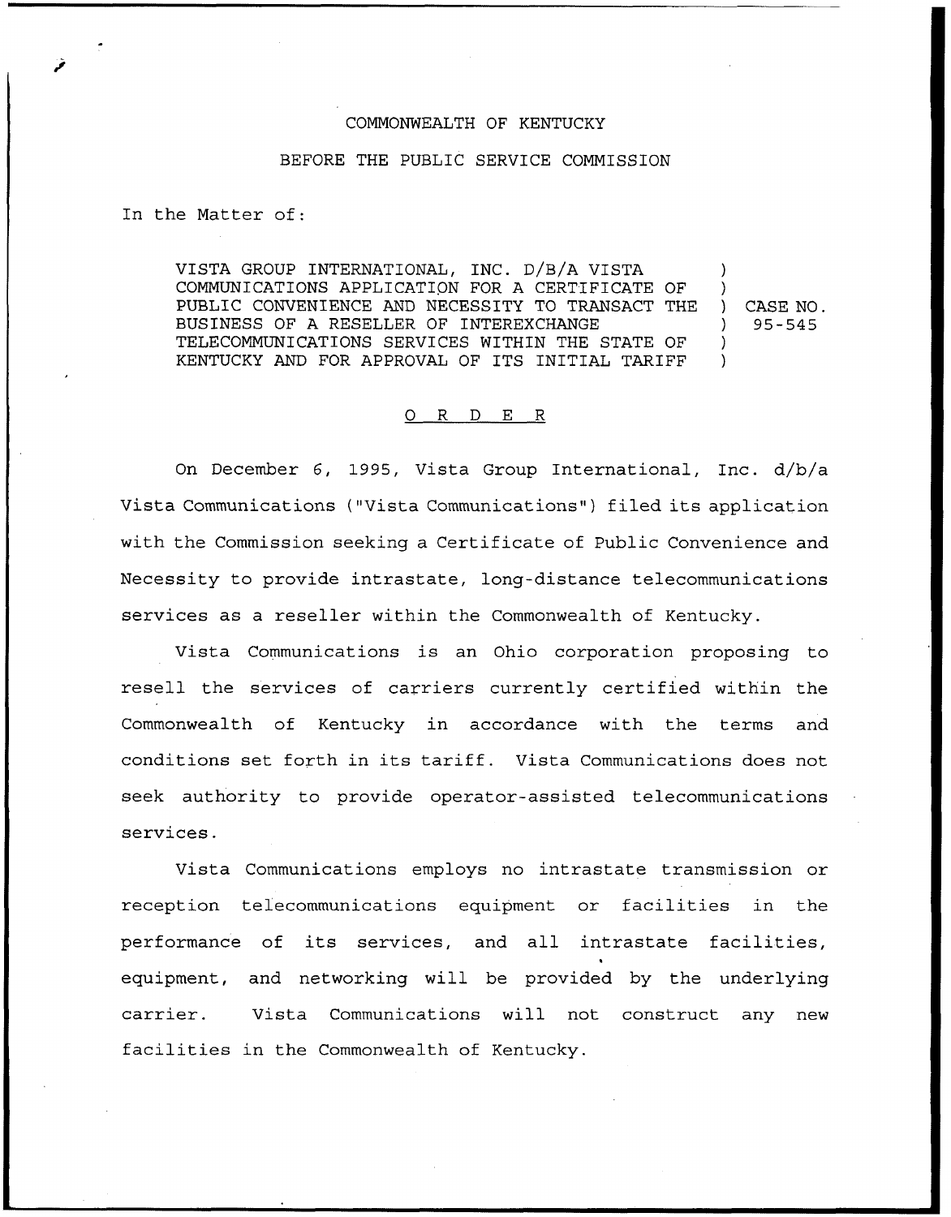COMMONWEALTH OF KENTUCKY

BEFORE THE PUBLIC SERVICE COMMISSION

In the Matter of:

VISTA GROUP INTERNATIONAL, INC. D/B/A VISTA COMMUNICATIONS APPLICATION FOR A CERTIFICATE OF PUBLIC CONVENIENCE AND NECESSITY TO TRANSACT THE BUSINESS OF A RESELLER OF INTEREXCHANGE TELECOMMUNICATIONS SERVICES WITHIN THE STATE OF KENTUCKY AND FOR APPROVAL OF ITS INITIAL TARIFF ) CASE NO. 95-545

O R D E R

On December 6, 1995, Vista Group International, Inc. d/b/a Vista Communications ("Vista Communications") filed its application with the Commission seeking a Certificate of Public Convenience and Necessity to provide intrastate, long-distance telecommunications services as a reseller within the Commonwealth of Kentucky.

Vista Communications is an Ohio corporation proposing to resell the services of carriers currently certified within the Commonwealth of Kentucky in accordance with the terms and conditions set forth in its tariff. Vista Communications does not seek authority to provide operator-assisted telecommunications services.

Vista Communications employs no intrastate transmission or reception telecommunications equipment or facilities in the performance of its services, and all intrastate facilities, equipment, and networking will be provided by the underlying carrier. Vista Communications will not construct any new facilities in the Commonwealth of Kentucky.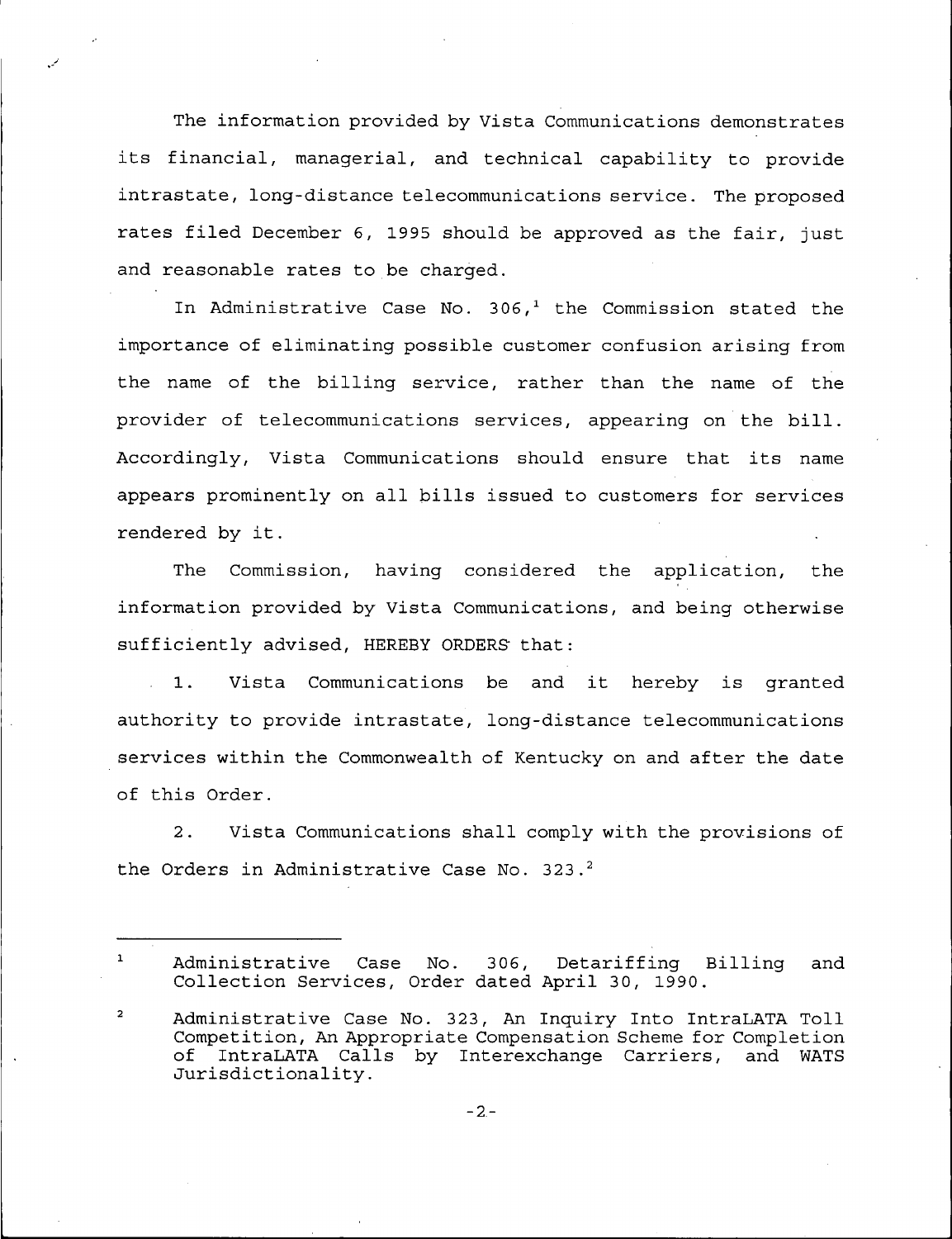The information provided by Vista Communications demonstrates its financial, managerial, and technical capability to provide intrastate, long-distance telecommunications service. The proposed rates filed December 6, 1995 should be approved as the fair, just and reasonable rates to be charged.

In Administrative Case No. 306,[1] the Commission stated the importance of eliminating possible customer confusion arising from the name of the billing service, rather than the name of the provider of telecommunications services, appearing on the bill. Accordingly, Vista Communications should ensure that its name appears prominently on all bills issued to customers for services rendered by it.

The Commission, having considered the application, the information provided by Vista Communications, and being otherwise sufficiently advised, HEREBY ORDERS that:

1. Vista Communications be and it hereby is granted authority to provide intrastate, long-distance telecommunications services within the Commonwealth of Kentucky on and after the date of this Order.

2. Vista Communications shall comply with the provisions of the Orders in Administrative Case No. 323.[2]

---

[1] Administrative Case No. 306, Detariffing Billing and Collection Services, Order dated April 30, 1990.

[2] Administrative Case No. 323, An Inquiry Into IntraLATA Toll Competition, An Appropriate Compensation Scheme for Completion of IntraLATA Calls by Interexchange Carriers, and WATS Jurisdictionality.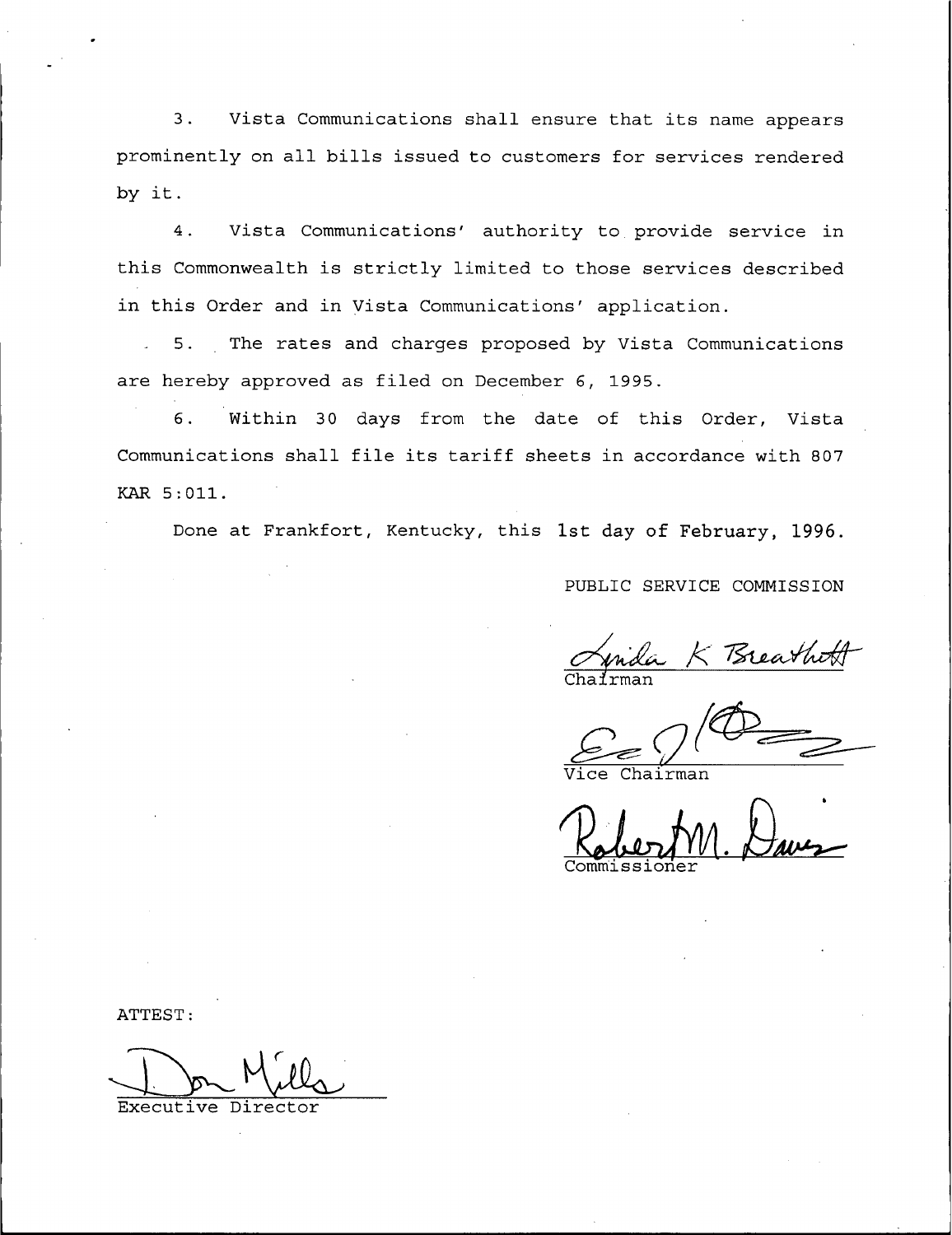3. Vista Communications shall ensure that its name appears prominently on all bills issued to customers for services rendered by it.

4. Vista Communications' authority to provide service in this Commonwealth is strictly limited to those services described in this Order and in Vista Communications' application.

5. The rates and charges proposed by Vista Communications are hereby approved as filed on December 6, 1995.

6. Within 30 days from the date of this Order, Vista Communications shall file its tariff sheets in accordance with 807 KAR 5:011.

Done at Frankfort, Kentucky, this 1st day of February, 1996.

PUBLIC SERVICE COMMISSION

Linda K Breathitt
Chairman

Vice Chairman

Robert M. Davis
Commissioner

ATTEST:

Don Mills
Executive Director